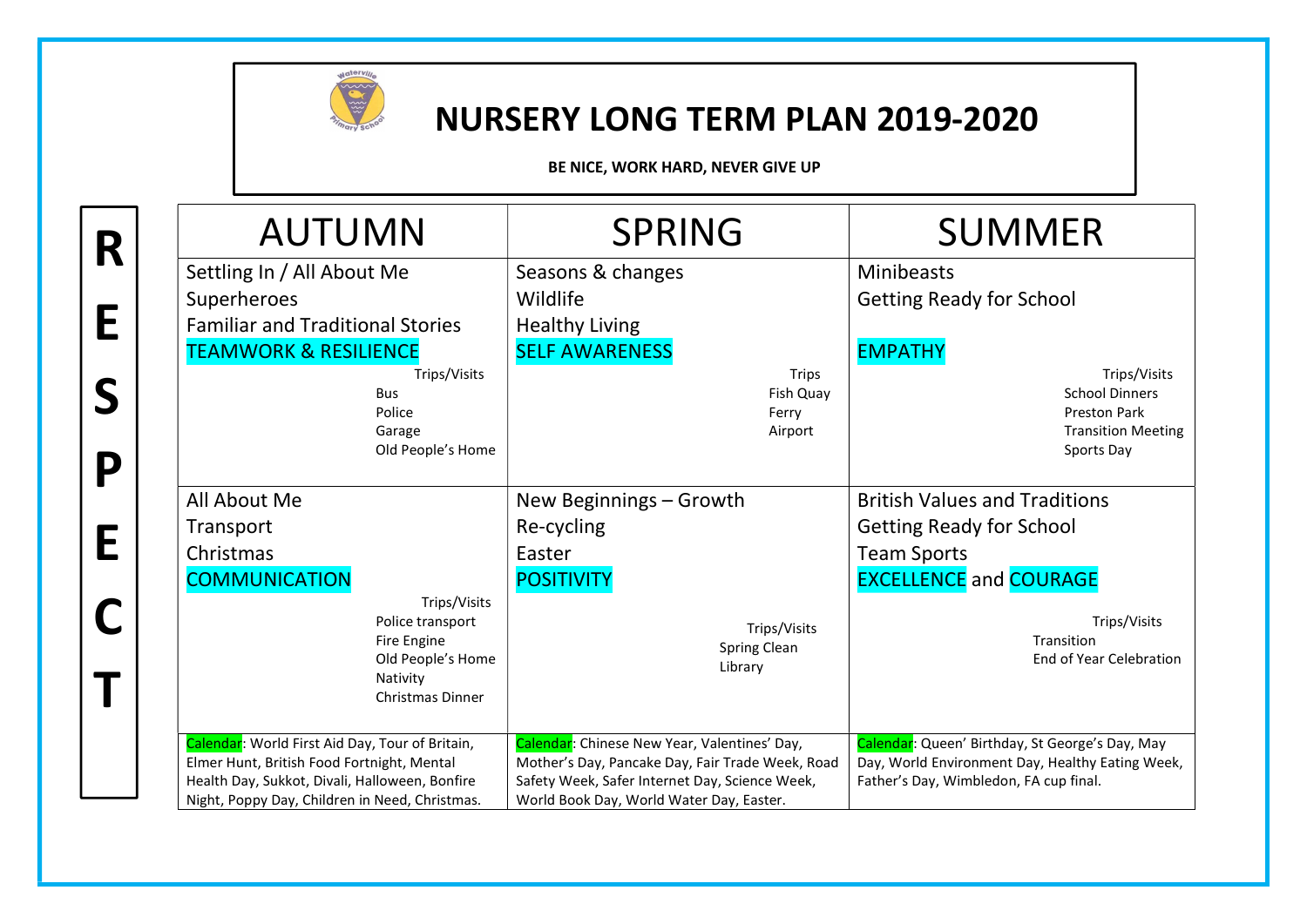# NURSERY LONG TERM PLAN 2019-2020

**BE NICE, WORK HARD, NEVER GIVE UP**

**R E S P E C T**

| AUTUMN | SPRING | SUMMER |
| --- | --- | --- |
| Settling In / All About Me<br>Superheroes<br>Familiar and Traditional Stories<br>TEAMWORK & RESILIENCE<br>Trips/Visits<br>Bus<br>Police<br>Garage<br>Old People's Home | Seasons & changes<br>Wildlife<br>Healthy Living<br>SELF AWARENESS<br>Trips<br>Fish Quay<br>Ferry<br>Airport | Minibeasts<br>Getting Ready for School<br><br>EMPATHY<br>Trips/Visits<br>School Dinners<br>Preston Park<br>Transition Meeting<br>Sports Day |
| All About Me<br>Transport<br>Christmas<br>COMMUNICATION<br>Trips/Visits<br>Police transport<br>Fire Engine<br>Old People's Home<br>Nativity<br>Christmas Dinner | New Beginnings – Growth<br>Re-cycling<br>Easter<br>POSITIVITY<br>Trips/Visits<br>Spring Clean<br>Library | British Values and Traditions<br>Getting Ready for School<br>Team Sports<br>EXCELLENCE and COURAGE<br>Trips/Visits<br>Transition<br>End of Year Celebration |
| Calendar: World First Aid Day, Tour of Britain, Elmer Hunt, British Food Fortnight, Mental Health Day, Sukkot, Divali, Halloween, Bonfire Night, Poppy Day, Children in Need, Christmas. | Calendar: Chinese New Year, Valentines' Day, Mother's Day, Pancake Day, Fair Trade Week, Road Safety Week, Safer Internet Day, Science Week, World Book Day, World Water Day, Easter. | Calendar: Queen' Birthday, St George's Day, May Day, World Environment Day, Healthy Eating Week, Father's Day, Wimbledon, FA cup final. |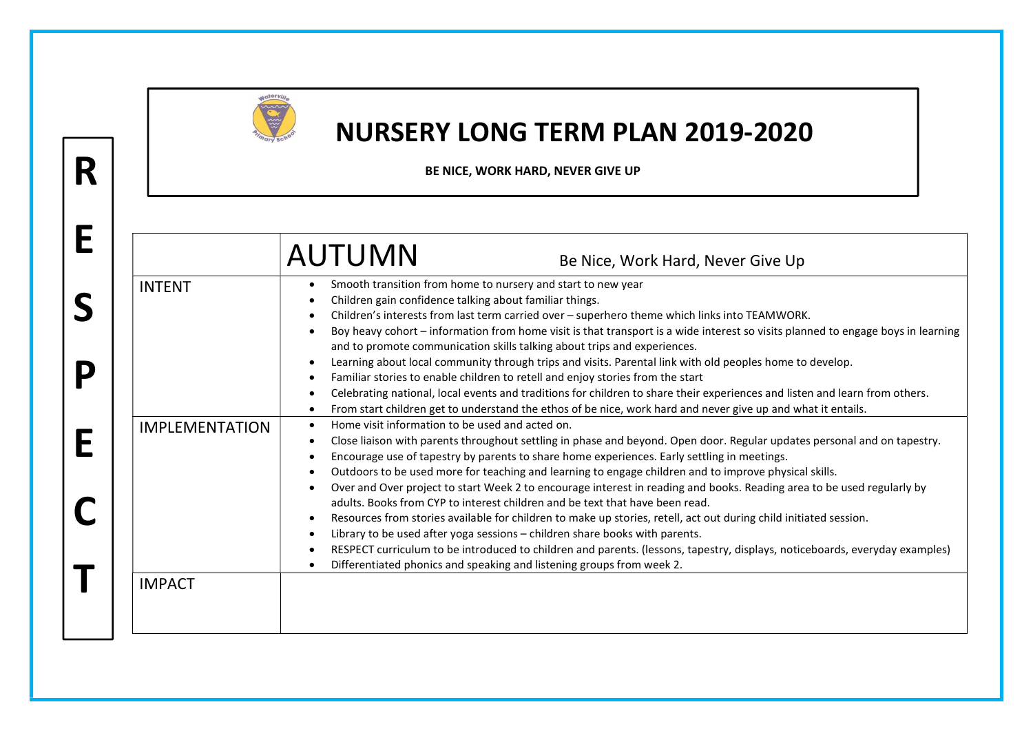R
E
S
P
E
C
T

# NURSERY LONG TERM PLAN 2019-2020

**BE NICE, WORK HARD, NEVER GIVE UP**

| | AUTUMN Be Nice, Work Hard, Never Give Up |
|---|---|
| INTENT | • Smooth transition from home to nursery and start to new year<br>• Children gain confidence talking about familiar things.<br>• Children's interests from last term carried over – superhero theme which links into TEAMWORK.<br>• Boy heavy cohort – information from home visit is that transport is a wide interest so visits planned to engage boys in learning and to promote communication skills talking about trips and experiences.<br>• Learning about local community through trips and visits. Parental link with old peoples home to develop.<br>• Familiar stories to enable children to retell and enjoy stories from the start<br>• Celebrating national, local events and traditions for children to share their experiences and listen and learn from others.<br>• From start children get to understand the ethos of be nice, work hard and never give up and what it entails. |
| IMPLEMENTATION | • Home visit information to be used and acted on.<br>• Close liaison with parents throughout settling in phase and beyond. Open door. Regular updates personal and on tapestry.<br>• Encourage use of tapestry by parents to share home experiences. Early settling in meetings.<br>• Outdoors to be used more for teaching and learning to engage children and to improve physical skills.<br>• Over and Over project to start Week 2 to encourage interest in reading and books. Reading area to be used regularly by adults. Books from CYP to interest children and be text that have been read.<br>• Resources from stories available for children to make up stories, retell, act out during child initiated session.<br>• Library to be used after yoga sessions – children share books with parents.<br>• RESPECT curriculum to be introduced to children and parents. (lessons, tapestry, displays, noticeboards, everyday examples)<br>• Differentiated phonics and speaking and listening groups from week 2. |
| IMPACT | |